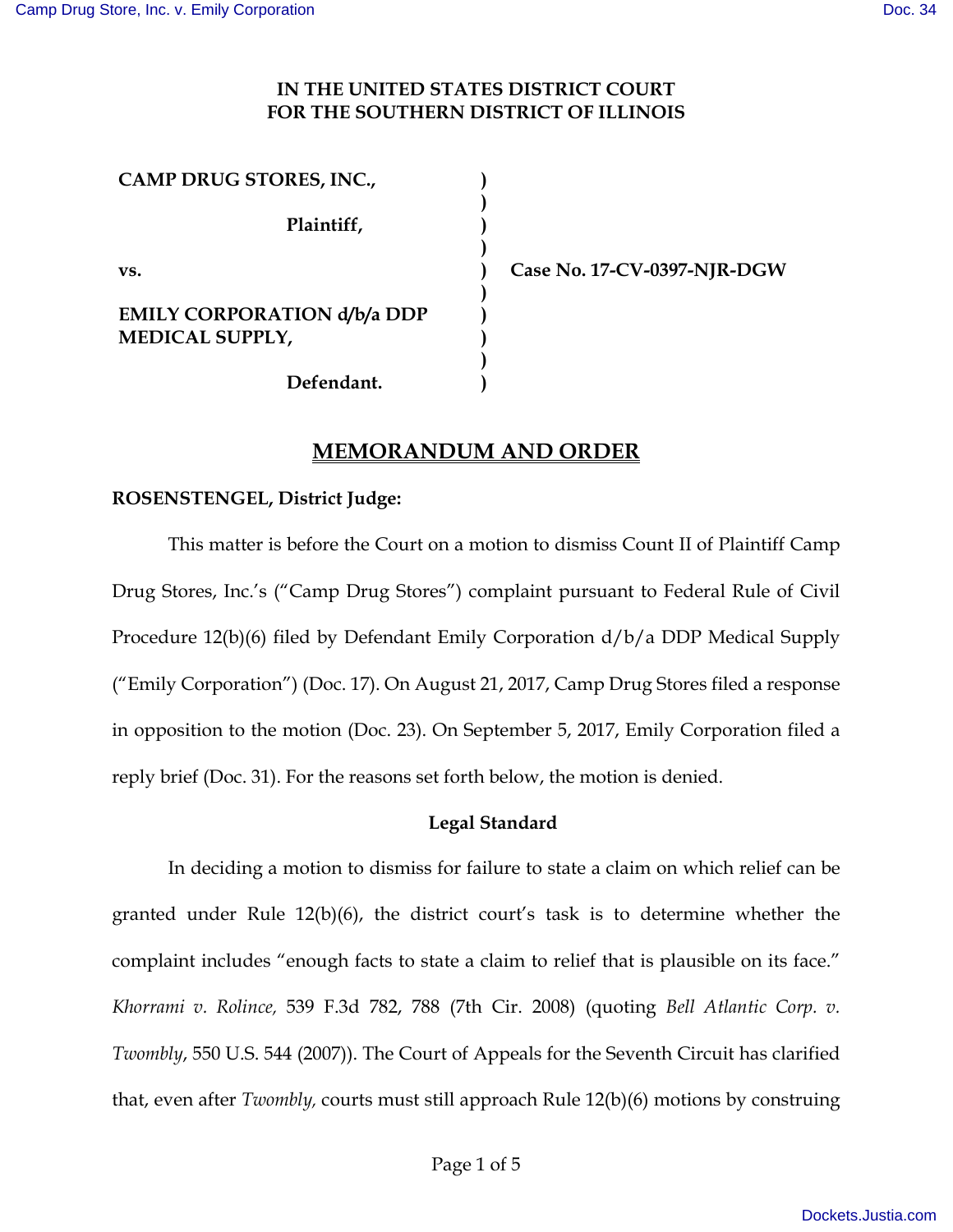**IN THE UNITED STATES DISTRICT COURT**
**FOR THE SOUTHERN DISTRICT OF ILLINOIS**

| | | |
|---|---|---|
| **CAMP DRUG STORES, INC.,** | ) | |
| | ) | |
| **Plaintiff,** | ) | |
| | ) | |
| **vs.** | ) | **Case No. 17-CV-0397-NJR-DGW** |
| | ) | |
| **EMILY CORPORATION d/b/a DDP MEDICAL SUPPLY,** | ) | |
| | ) | |
| **Defendant.** | ) | |

# MEMORANDUM AND ORDER

**ROSENSTENGEL, District Judge:**

This matter is before the Court on a motion to dismiss Count II of Plaintiff Camp Drug Stores, Inc.'s ("Camp Drug Stores") complaint pursuant to Federal Rule of Civil Procedure 12(b)(6) filed by Defendant Emily Corporation d/b/a DDP Medical Supply ("Emily Corporation") (Doc. 17). On August 21, 2017, Camp Drug Stores filed a response in opposition to the motion (Doc. 23). On September 5, 2017, Emily Corporation filed a reply brief (Doc. 31). For the reasons set forth below, the motion is denied.

**Legal Standard**

In deciding a motion to dismiss for failure to state a claim on which relief can be granted under Rule 12(b)(6), the district court's task is to determine whether the complaint includes "enough facts to state a claim to relief that is plausible on its face." *Khorrami v. Rolince,* 539 F.3d 782, 788 (7th Cir. 2008) (quoting *Bell Atlantic Corp. v. Twombly*, 550 U.S. 544 (2007)). The Court of Appeals for the Seventh Circuit has clarified that, even after *Twombly,* courts must still approach Rule 12(b)(6) motions by construing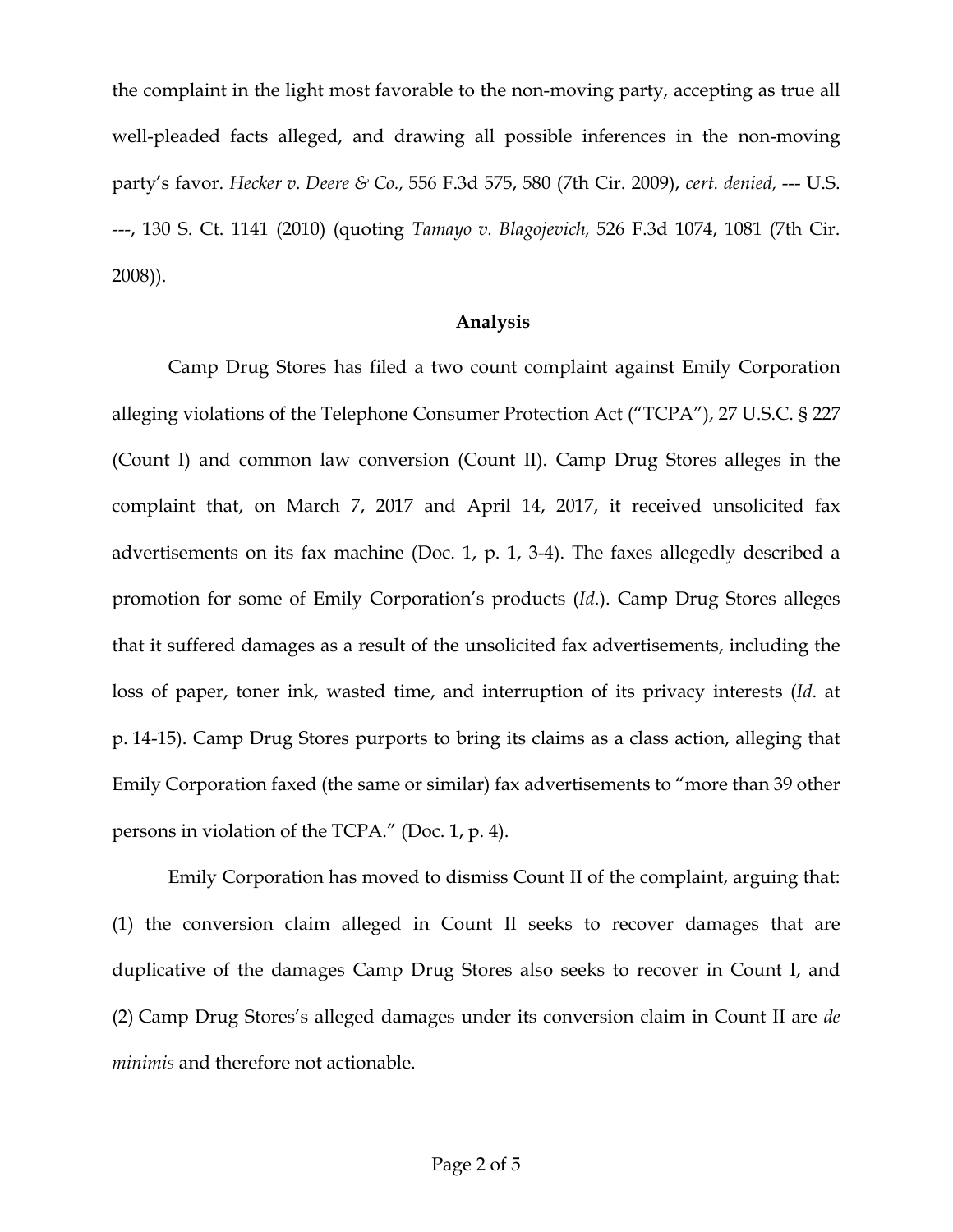the complaint in the light most favorable to the non-moving party, accepting as true all well-pleaded facts alleged, and drawing all possible inferences in the non-moving party's favor. *Hecker v. Deere & Co.,* 556 F.3d 575, 580 (7th Cir. 2009), *cert. denied,* --- U.S. ---, 130 S. Ct. 1141 (2010) (quoting *Tamayo v. Blagojevich,* 526 F.3d 1074, 1081 (7th Cir. 2008)).

**Analysis**

Camp Drug Stores has filed a two count complaint against Emily Corporation alleging violations of the Telephone Consumer Protection Act ("TCPA"), 27 U.S.C. § 227 (Count I) and common law conversion (Count II). Camp Drug Stores alleges in the complaint that, on March 7, 2017 and April 14, 2017, it received unsolicited fax advertisements on its fax machine (Doc. 1, p. 1, 3-4). The faxes allegedly described a promotion for some of Emily Corporation's products (*Id.*). Camp Drug Stores alleges that it suffered damages as a result of the unsolicited fax advertisements, including the loss of paper, toner ink, wasted time, and interruption of its privacy interests (*Id.* at p. 14-15). Camp Drug Stores purports to bring its claims as a class action, alleging that Emily Corporation faxed (the same or similar) fax advertisements to "more than 39 other persons in violation of the TCPA." (Doc. 1, p. 4).

Emily Corporation has moved to dismiss Count II of the complaint, arguing that: (1) the conversion claim alleged in Count II seeks to recover damages that are duplicative of the damages Camp Drug Stores also seeks to recover in Count I, and (2) Camp Drug Stores's alleged damages under its conversion claim in Count II are *de minimis* and therefore not actionable.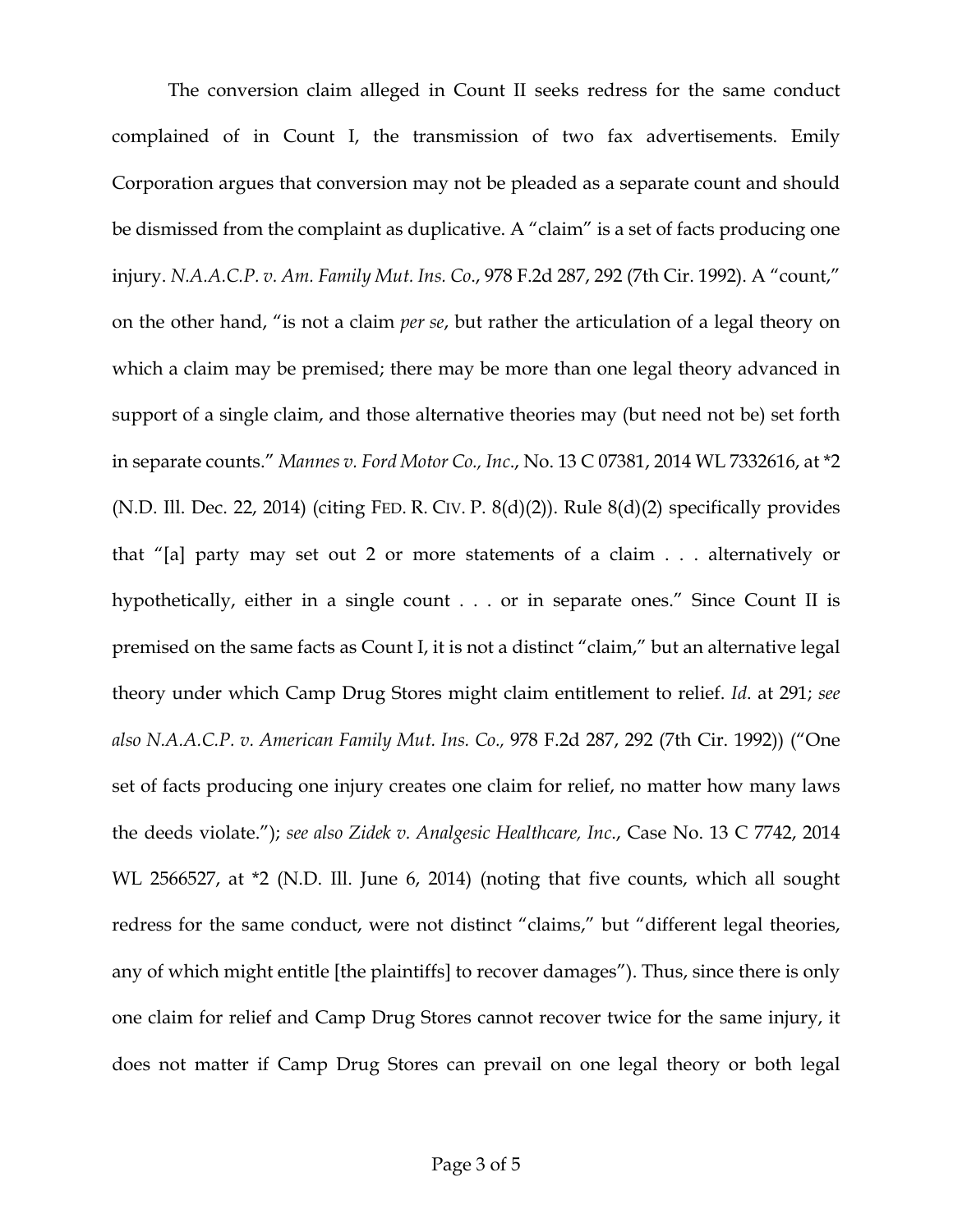The conversion claim alleged in Count II seeks redress for the same conduct complained of in Count I, the transmission of two fax advertisements. Emily Corporation argues that conversion may not be pleaded as a separate count and should be dismissed from the complaint as duplicative. A "claim" is a set of facts producing one injury. *N.A.A.C.P. v. Am. Family Mut. Ins. Co*., 978 F.2d 287, 292 (7th Cir. 1992). A "count," on the other hand, "is not a claim *per se*, but rather the articulation of a legal theory on which a claim may be premised; there may be more than one legal theory advanced in support of a single claim, and those alternative theories may (but need not be) set forth in separate counts." *Mannes v. Ford Motor Co., Inc*., No. 13 C 07381, 2014 WL 7332616, at *2 (N.D. Ill. Dec. 22, 2014) (citing FED. R. CIV. P. 8(d)(2)). Rule 8(d)(2) specifically provides that "[a] party may set out 2 or more statements of a claim . . . alternatively or hypothetically, either in a single count . . . or in separate ones." Since Count II is premised on the same facts as Count I, it is not a distinct "claim," but an alternative legal theory under which Camp Drug Stores might claim entitlement to relief. *Id*. at 291; *see also N.A.A.C.P. v. American Family Mut. Ins. Co.,* 978 F.2d 287, 292 (7th Cir. 1992)) ("One set of facts producing one injury creates one claim for relief, no matter how many laws the deeds violate."); *see also Zidek v. Analgesic Healthcare, Inc*., Case No. 13 C 7742, 2014 WL 2566527, at *2 (N.D. Ill. June 6, 2014) (noting that five counts, which all sought redress for the same conduct, were not distinct "claims," but "different legal theories, any of which might entitle [the plaintiffs] to recover damages"). Thus, since there is only one claim for relief and Camp Drug Stores cannot recover twice for the same injury, it does not matter if Camp Drug Stores can prevail on one legal theory or both legal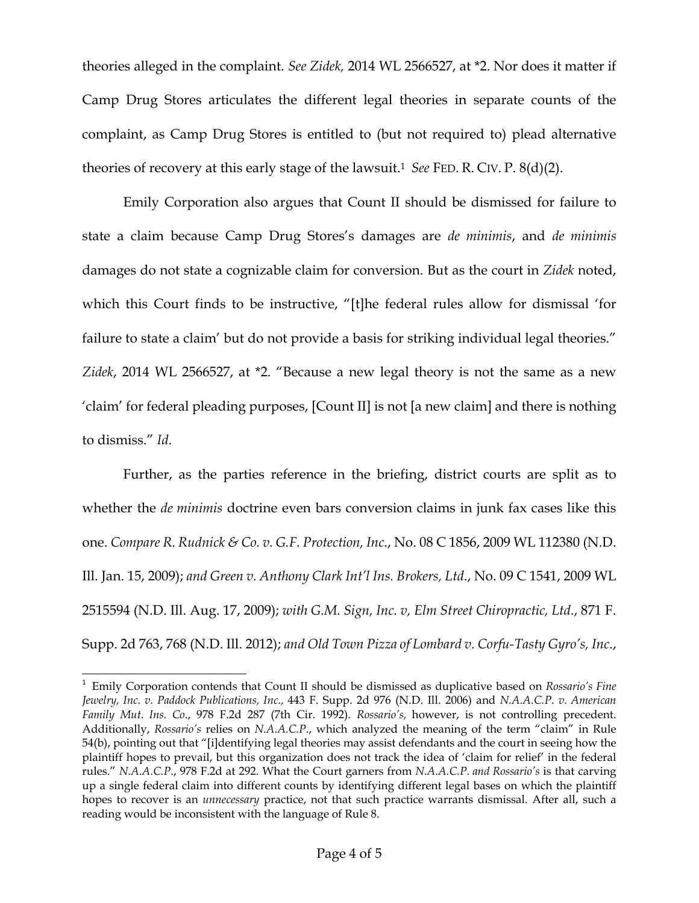theories alleged in the complaint. *See Zidek,* 2014 WL 2566527, at *2. Nor does it matter if Camp Drug Stores articulates the different legal theories in separate counts of the complaint, as Camp Drug Stores is entitled to (but not required to) plead alternative theories of recovery at this early stage of the lawsuit.[1] *See* FED. R. CIV. P. 8(d)(2).

Emily Corporation also argues that Count II should be dismissed for failure to state a claim because Camp Drug Stores's damages are *de minimis*, and *de minimis* damages do not state a cognizable claim for conversion. But as the court in *Zidek* noted, which this Court finds to be instructive, "[t]he federal rules allow for dismissal 'for failure to state a claim' but do not provide a basis for striking individual legal theories." *Zidek*, 2014 WL 2566527, at *2. "Because a new legal theory is not the same as a new 'claim' for federal pleading purposes, [Count II] is not [a new claim] and there is nothing to dismiss." *Id*.

Further, as the parties reference in the briefing, district courts are split as to whether the *de minimis* doctrine even bars conversion claims in junk fax cases like this one. *Compare R. Rudnick & Co. v. G.F. Protection, Inc*., No. 08 C 1856, 2009 WL 112380 (N.D. Ill. Jan. 15, 2009); *and Green v. Anthony Clark Int'l Ins. Brokers, Ltd*., No. 09 C 1541, 2009 WL 2515594 (N.D. Ill. Aug. 17, 2009); *with G.M. Sign, Inc. v, Elm Street Chiropractic, Ltd*., 871 F. Supp. 2d 763, 768 (N.D. Ill. 2012); *and Old Town Pizza of Lombard v. Corfu-Tasty Gyro's, Inc*.,

---

[1] Emily Corporation contends that Count II should be dismissed as duplicative based on *Rossario's Fine Jewelry, Inc. v. Paddock Publications, Inc.,* 443 F. Supp. 2d 976 (N.D. Ill. 2006) and *N.A.A.C.P. v. American Family Mut. Ins. Co*., 978 F.2d 287 (7th Cir. 1992). *Rossario's,* however, is not controlling precedent. Additionally, *Rossario's* relies on *N.A.A.C.P*., which analyzed the meaning of the term "claim" in Rule 54(b), pointing out that "[i]dentifying legal theories may assist defendants and the court in seeing how the plaintiff hopes to prevail, but this organization does not track the idea of 'claim for relief' in the federal rules." *N.A.A.C.P*., 978 F.2d at 292. What the Court garners from *N.A.A.C.P. and Rossario's* is that carving up a single federal claim into different counts by identifying different legal bases on which the plaintiff hopes to recover is an *unnecessary* practice, not that such practice warrants dismissal. After all, such a reading would be inconsistent with the language of Rule 8.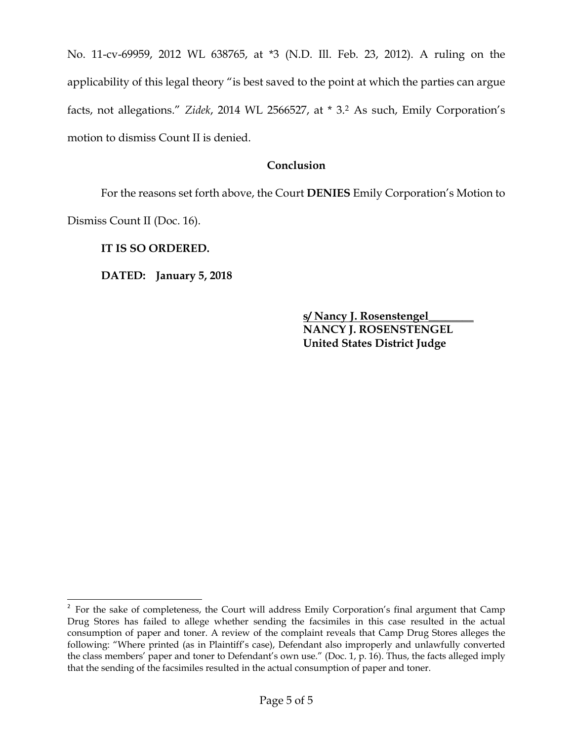No. 11-cv-69959, 2012 WL 638765, at *3 (N.D. Ill. Feb. 23, 2012). A ruling on the applicability of this legal theory "is best saved to the point at which the parties can argue facts, not allegations." *Zidek*, 2014 WL 2566527, at * 3.[2] As such, Emily Corporation's motion to dismiss Count II is denied.

## Conclusion

For the reasons set forth above, the Court **DENIES** Emily Corporation's Motion to Dismiss Count II (Doc. 16).

**IT IS SO ORDERED.**

**DATED: January 5, 2018**

**s/ Nancy J. Rosenstengel**
**NANCY J. ROSENSTENGEL**
**United States District Judge**

---

[2] For the sake of completeness, the Court will address Emily Corporation's final argument that Camp Drug Stores has failed to allege whether sending the facsimiles in this case resulted in the actual consumption of paper and toner. A review of the complaint reveals that Camp Drug Stores alleges the following: "Where printed (as in Plaintiff's case), Defendant also improperly and unlawfully converted the class members' paper and toner to Defendant's own use." (Doc. 1, p. 16). Thus, the facts alleged imply that the sending of the facsimiles resulted in the actual consumption of paper and toner.